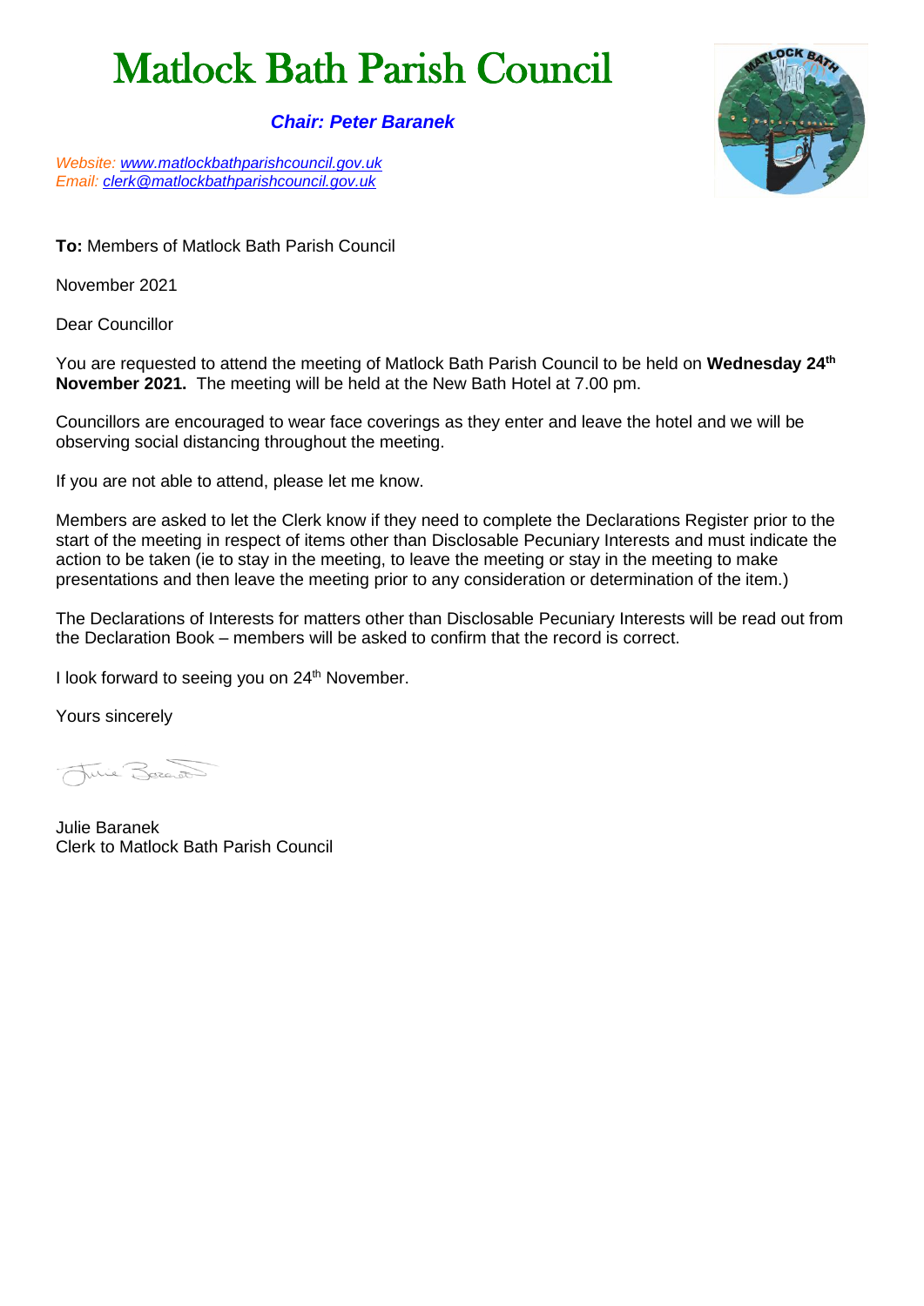# Matlock Bath Parish Council

***Chair: Peter Baranek***

*Website: [www.matlockbathparishcouncil.gov.uk](http://www.matlockbathparishcouncil.gov.uk)*
*Email: [clerk@matlockbathparishcouncil.gov.uk](mailto:clerk@matlockbathparishcouncil.gov.uk)*

**To:** Members of Matlock Bath Parish Council

November 2021

Dear Councillor

You are requested to attend the meeting of Matlock Bath Parish Council to be held on **Wednesday 24th November 2021.** The meeting will be held at the New Bath Hotel at 7.00 pm.

Councillors are encouraged to wear face coverings as they enter and leave the hotel and we will be observing social distancing throughout the meeting.

If you are not able to attend, please let me know.

Members are asked to let the Clerk know if they need to complete the Declarations Register prior to the start of the meeting in respect of items other than Disclosable Pecuniary Interests and must indicate the action to be taken (ie to stay in the meeting, to leave the meeting or stay in the meeting to make presentations and then leave the meeting prior to any consideration or determination of the item.)

The Declarations of Interests for matters other than Disclosable Pecuniary Interests will be read out from the Declaration Book – members will be asked to confirm that the record is correct.

I look forward to seeing you on 24th November.

Yours sincerely

Julie Baranek
Clerk to Matlock Bath Parish Council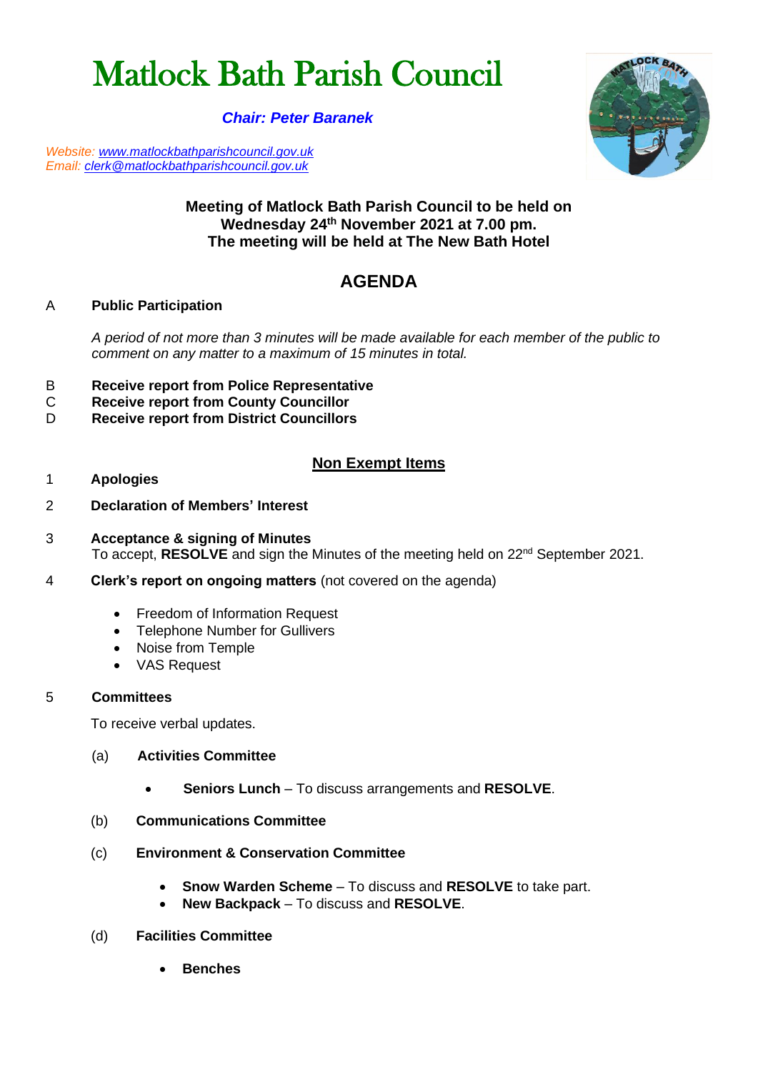# Matlock Bath Parish Council

***Chair: Peter Baranek***

*Website: [www.matlockbathparishcouncil.gov.uk](http://www.matlockbathparishcouncil.gov.uk)*
*Email: [clerk@matlockbathparishcouncil.gov.uk](mailto:clerk@matlockbathparishcouncil.gov.uk)*

**Meeting of Matlock Bath Parish Council to be held on Wednesday 24th November 2021 at 7.00 pm.**
**The meeting will be held at The New Bath Hotel**

## AGENDA

A **Public Participation**

*A period of not more than 3 minutes will be made available for each member of the public to comment on any matter to a maximum of 15 minutes in total.*

B **Receive report from Police Representative**
C **Receive report from County Councillor**
D **Receive report from District Councillors**

### Non Exempt Items

1 **Apologies**

2 **Declaration of Members' Interest**

3 **Acceptance & signing of Minutes**
To accept, **RESOLVE** and sign the Minutes of the meeting held on 22nd September 2021.

4 **Clerk's report on ongoing matters** (not covered on the agenda)

- Freedom of Information Request
- Telephone Number for Gullivers
- Noise from Temple
- VAS Request

5 **Committees**

To receive verbal updates.

(a) **Activities Committee**

- **Seniors Lunch** – To discuss arrangements and **RESOLVE**.

(b) **Communications Committee**

(c) **Environment & Conservation Committee**

- **Snow Warden Scheme** – To discuss and **RESOLVE** to take part.
- **New Backpack** – To discuss and **RESOLVE**.

(d) **Facilities Committee**

- **Benches**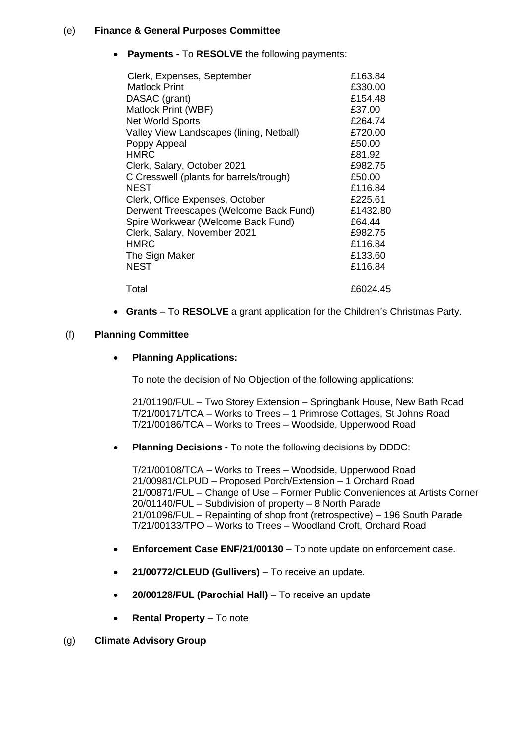(e) **Finance & General Purposes Committee**

- **Payments -** To **RESOLVE** the following payments:

| | |
|---|---|
| Clerk, Expenses, September | £163.84 |
| Matlock Print | £330.00 |
| DASAC (grant) | £154.48 |
| Matlock Print (WBF) | £37.00 |
| Net World Sports | £264.74 |
| Valley View Landscapes (lining, Netball) | £720.00 |
| Poppy Appeal | £50.00 |
| HMRC | £81.92 |
| Clerk, Salary, October 2021 | £982.75 |
| C Cresswell (plants for barrels/trough) | £50.00 |
| NEST | £116.84 |
| Clerk, Office Expenses, October | £225.61 |
| Derwent Treescapes (Welcome Back Fund) | £1432.80 |
| Spire Workwear (Welcome Back Fund) | £64.44 |
| Clerk, Salary, November 2021 | £982.75 |
| HMRC | £116.84 |
| The Sign Maker | £133.60 |
| NEST | £116.84 |
| Total | £6024.45 |

- **Grants** – To **RESOLVE** a grant application for the Children's Christmas Party.

(f) **Planning Committee**

- **Planning Applications:**

  To note the decision of No Objection of the following applications:

  21/01190/FUL – Two Storey Extension – Springbank House, New Bath Road
  T/21/00171/TCA – Works to Trees – 1 Primrose Cottages, St Johns Road
  T/21/00186/TCA – Works to Trees – Woodside, Upperwood Road

- **Planning Decisions -** To note the following decisions by DDDC:

  T/21/00108/TCA – Works to Trees – Woodside, Upperwood Road
  21/00981/CLPUD – Proposed Porch/Extension – 1 Orchard Road
  21/00871/FUL – Change of Use – Former Public Conveniences at Artists Corner
  20/01140/FUL – Subdivision of property – 8 North Parade
  21/01096/FUL – Repainting of shop front (retrospective) – 196 South Parade
  T/21/00133/TPO – Works to Trees – Woodland Croft, Orchard Road

- **Enforcement Case ENF/21/00130** – To note update on enforcement case.

- **21/00772/CLEUD (Gullivers)** – To receive an update.

- **20/00128/FUL (Parochial Hall)** – To receive an update

- **Rental Property** – To note

(g) **Climate Advisory Group**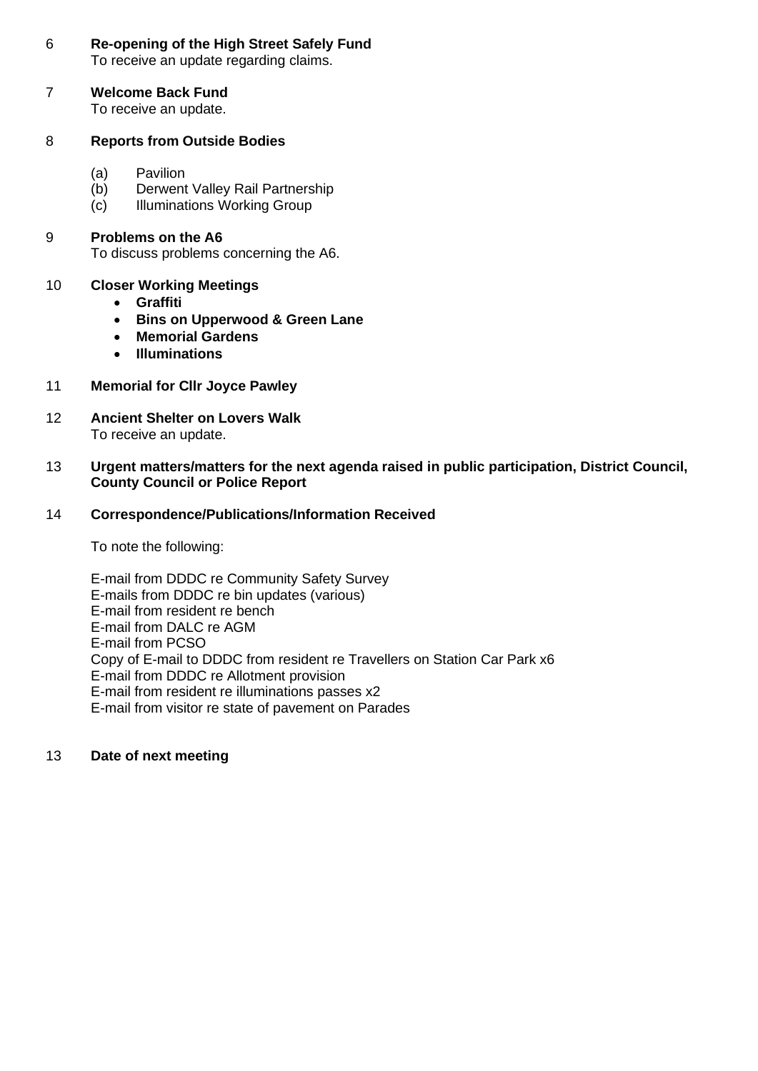6 **Re-opening of the High Street Safely Fund**
To receive an update regarding claims.

7 **Welcome Back Fund**
To receive an update.

8 **Reports from Outside Bodies**

(a) Pavilion
(b) Derwent Valley Rail Partnership
(c) Illuminations Working Group

9 **Problems on the A6**
To discuss problems concerning the A6.

10 **Closer Working Meetings**

- **Graffiti**
- **Bins on Upperwood & Green Lane**
- **Memorial Gardens**
- **Illuminations**

11 **Memorial for Cllr Joyce Pawley**

12 **Ancient Shelter on Lovers Walk**
To receive an update.

13 **Urgent matters/matters for the next agenda raised in public participation, District Council, County Council or Police Report**

14 **Correspondence/Publications/Information Received**

To note the following:

E-mail from DDDC re Community Safety Survey
E-mails from DDDC re bin updates (various)
E-mail from resident re bench
E-mail from DALC re AGM
E-mail from PCSO
Copy of E-mail to DDDC from resident re Travellers on Station Car Park x6
E-mail from DDDC re Allotment provision
E-mail from resident re illuminations passes x2
E-mail from visitor re state of pavement on Parades

13 **Date of next meeting**